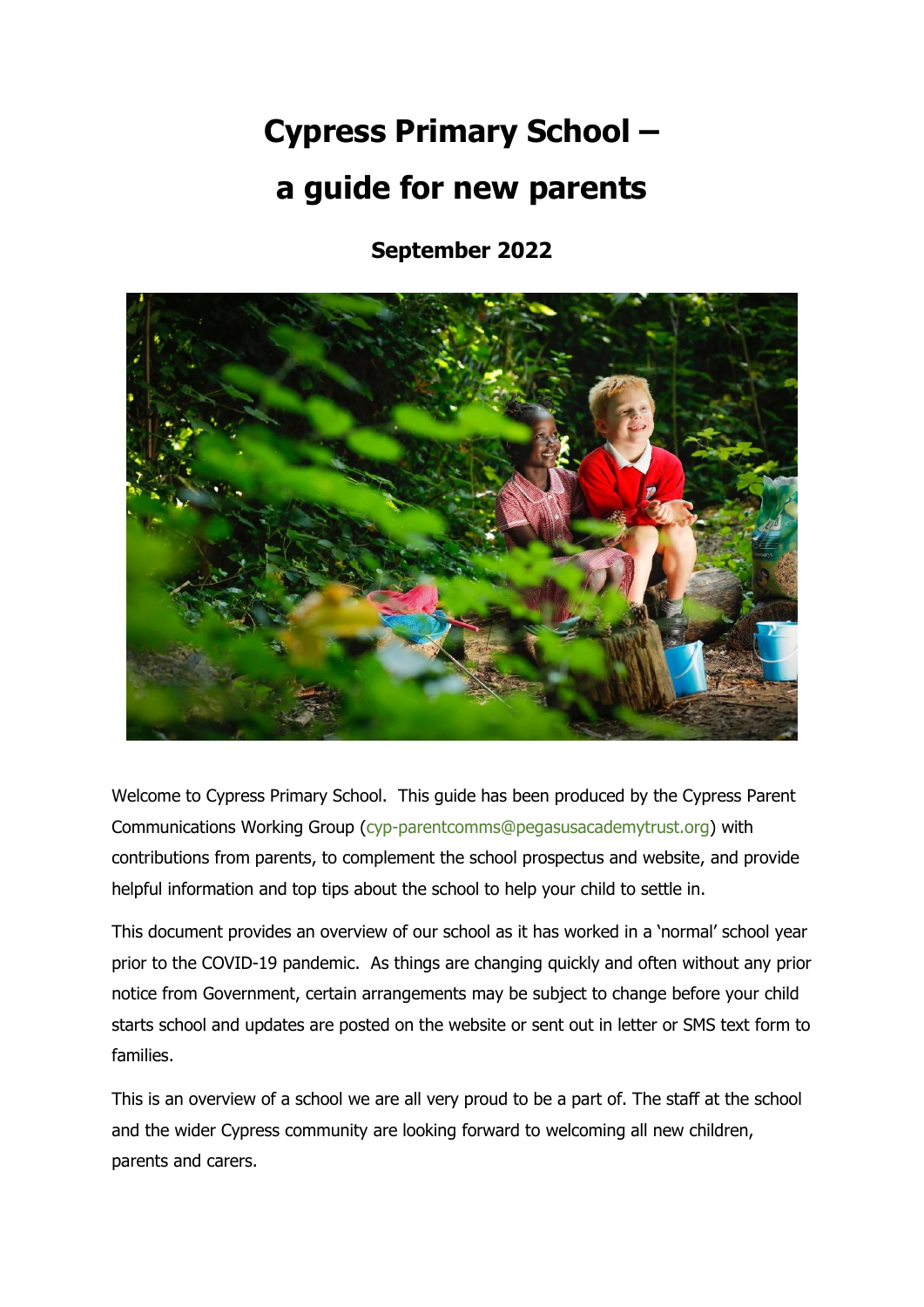# Cypress Primary School – a guide for new parents

**September 2022**

Welcome to Cypress Primary School. This guide has been produced by the Cypress Parent Communications Working Group (cyp-parentcomms@pegasusacademytrust.org) with contributions from parents, to complement the school prospectus and website, and provide helpful information and top tips about the school to help your child to settle in.

This document provides an overview of our school as it has worked in a 'normal' school year prior to the COVID-19 pandemic. As things are changing quickly and often without any prior notice from Government, certain arrangements may be subject to change before your child starts school and updates are posted on the website or sent out in letter or SMS text form to families.

This is an overview of a school we are all very proud to be a part of. The staff at the school and the wider Cypress community are looking forward to welcoming all new children, parents and carers.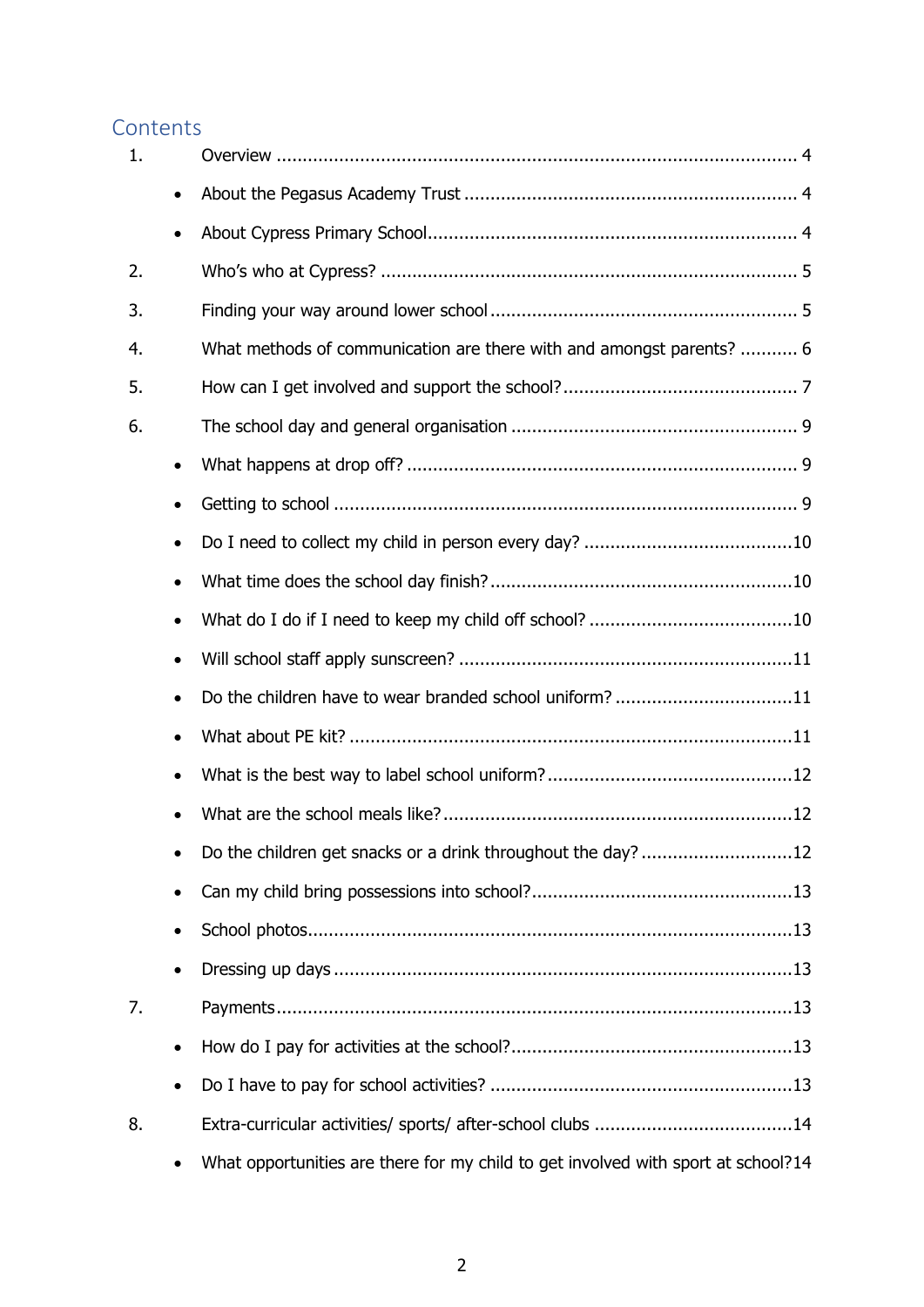## Contents

1. Overview ........................................................................................................ 4
    - About the Pegasus Academy Trust ................................................................ 4
    - About Cypress Primary School ...................................................................... 4
2. Who's who at Cypress? ................................................................................ 5
3. Finding your way around lower school ........................................................... 5
4. What methods of communication are there with and amongst parents? ........... 6
5. How can I get involved and support the school? ............................................. 7
6. The school day and general organisation ....................................................... 9
    - What happens at drop off? .......................................................................... 9
    - Getting to school ........................................................................................ 9
    - Do I need to collect my child in person every day? ........................................10
    - What time does the school day finish? ..........................................................10
    - What do I do if I need to keep my child off school? .......................................10
    - Will school staff apply sunscreen? ................................................................11
    - Do the children have to wear branded school uniform? ..................................11
    - What about PE kit? .....................................................................................11
    - What is the best way to label school uniform? ...............................................12
    - What are the school meals like? ...................................................................12
    - Do the children get snacks or a drink throughout the day? .............................12
    - Can my child bring possessions into school? ..................................................13
    - School photos .............................................................................................13
    - Dressing up days ........................................................................................13
7. Payments ......................................................................................................13
    - How do I pay for activities at the school? ......................................................13
    - Do I have to pay for school activities? ..........................................................13
8. Extra-curricular activities/ sports/ after-school clubs .......................................14
    - What opportunities are there for my child to get involved with sport at school? 14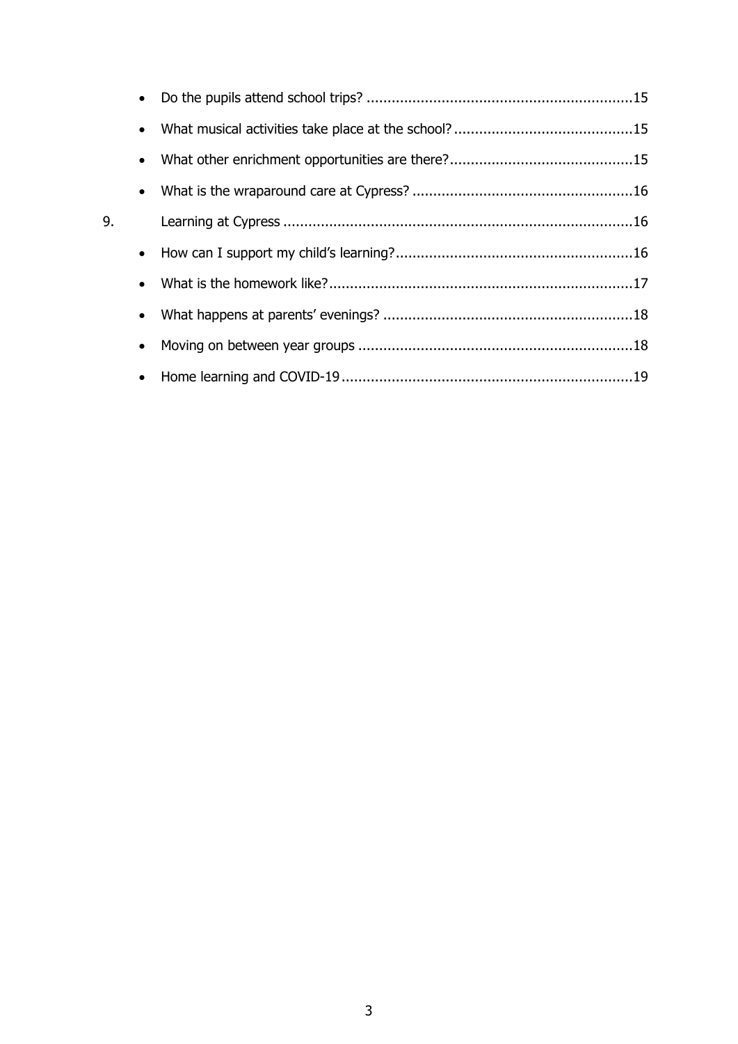- Do the pupils attend school trips? ................................................................15
- What musical activities take place at the school? ...........................................15
- What other enrichment opportunities are there?............................................15
- What is the wraparound care at Cypress? .....................................................16

9. Learning at Cypress ....................................................................................16

- How can I support my child's learning?.........................................................16
- What is the homework like?.........................................................................17
- What happens at parents' evenings? ............................................................18
- Moving on between year groups ..................................................................18
- Home learning and COVID-19......................................................................19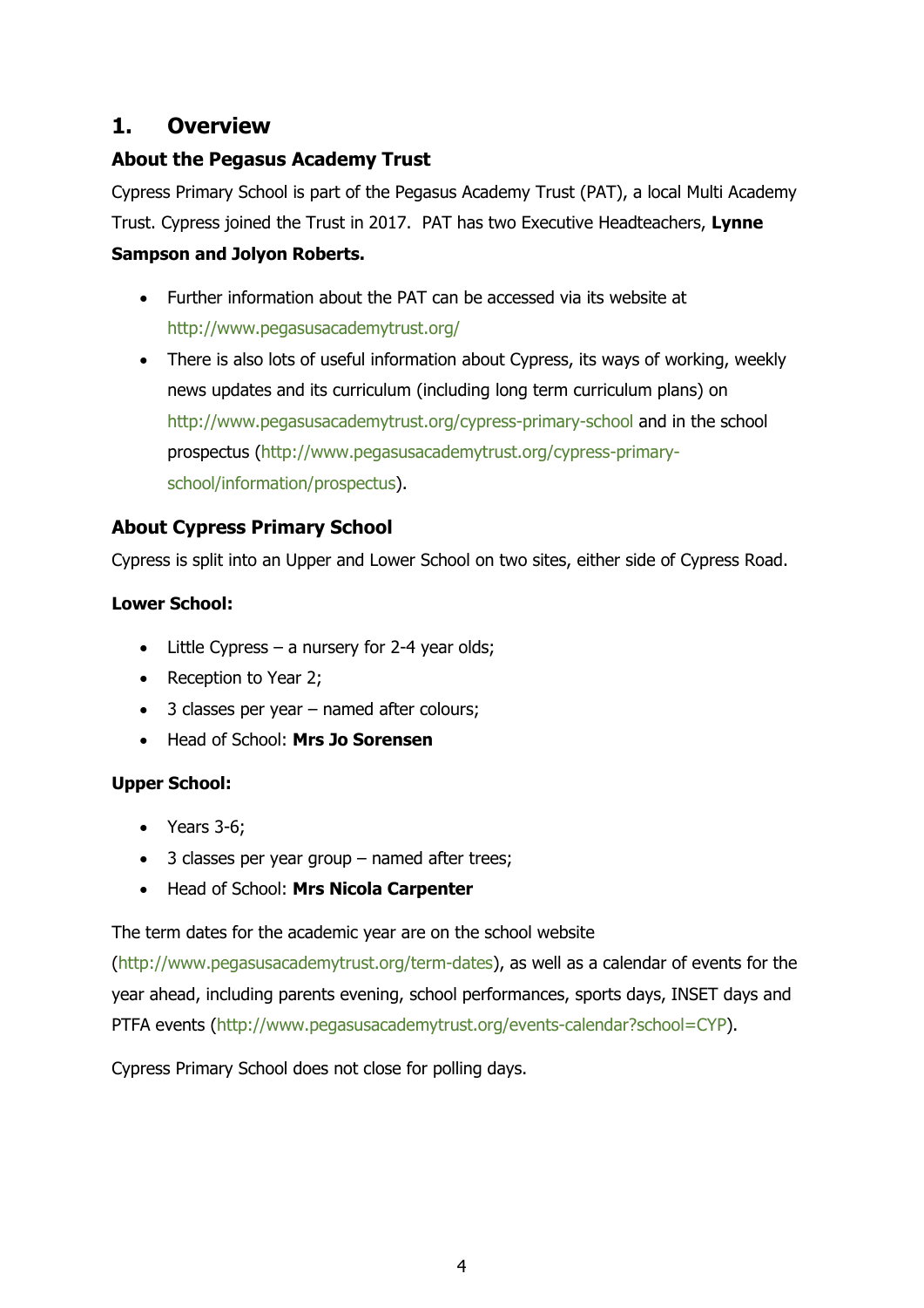# 1. Overview

### About the Pegasus Academy Trust

Cypress Primary School is part of the Pegasus Academy Trust (PAT), a local Multi Academy Trust. Cypress joined the Trust in 2017. PAT has two Executive Headteachers, **Lynne Sampson and Jolyon Roberts.**

- Further information about the PAT can be accessed via its website at http://www.pegasusacademytrust.org/
- There is also lots of useful information about Cypress, its ways of working, weekly news updates and its curriculum (including long term curriculum plans) on http://www.pegasusacademytrust.org/cypress-primary-school and in the school prospectus (http://www.pegasusacademytrust.org/cypress-primary-school/information/prospectus).

### About Cypress Primary School

Cypress is split into an Upper and Lower School on two sites, either side of Cypress Road.

**Lower School:**

- Little Cypress – a nursery for 2-4 year olds;
- Reception to Year 2;
- 3 classes per year – named after colours;
- Head of School: **Mrs Jo Sorensen**

**Upper School:**

- Years 3-6;
- 3 classes per year group – named after trees;
- Head of School: **Mrs Nicola Carpenter**

The term dates for the academic year are on the school website (http://www.pegasusacademytrust.org/term-dates), as well as a calendar of events for the year ahead, including parents evening, school performances, sports days, INSET days and PTFA events (http://www.pegasusacademytrust.org/events-calendar?school=CYP).

Cypress Primary School does not close for polling days.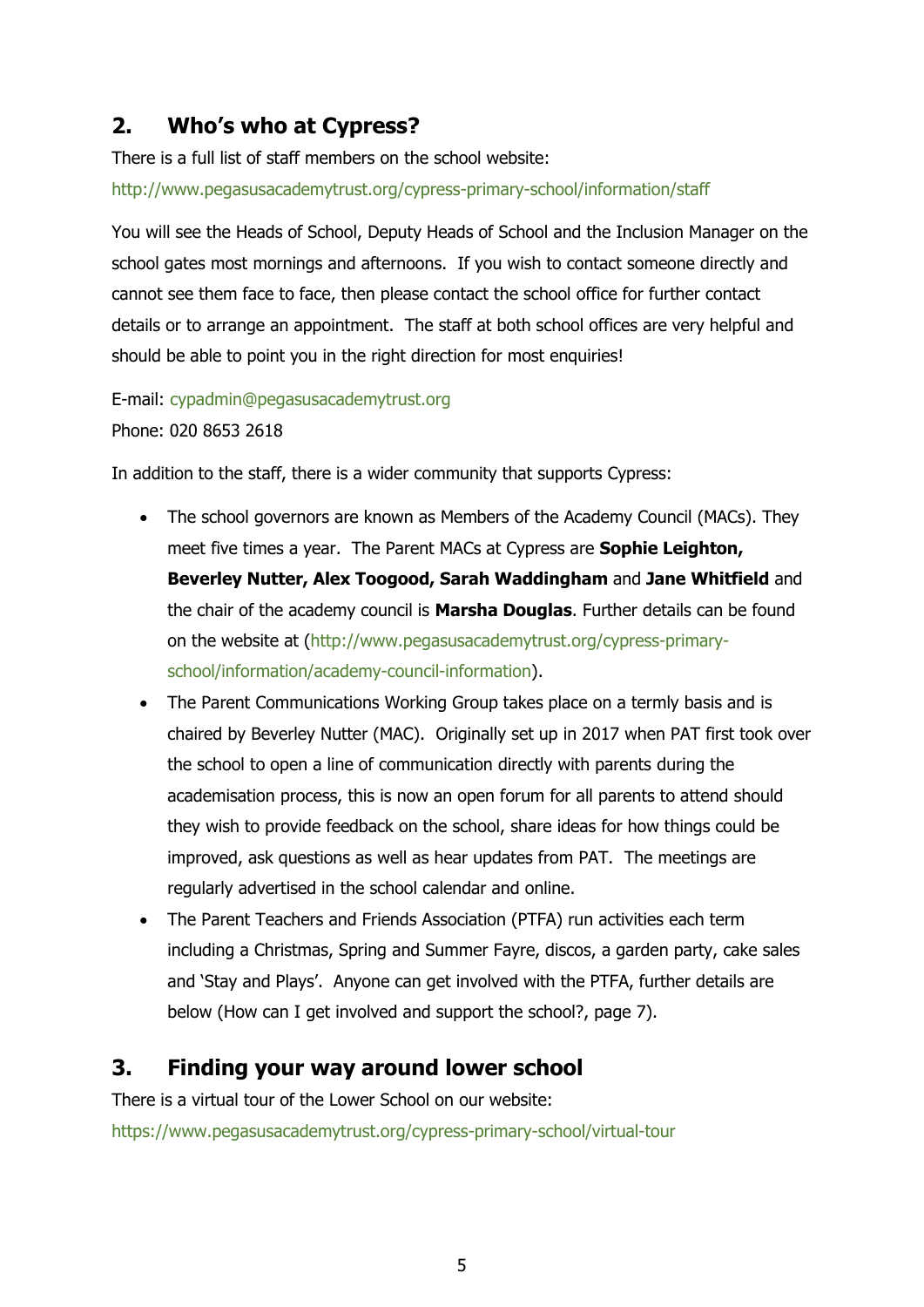## 2. Who's who at Cypress?

There is a full list of staff members on the school website:
http://www.pegasusacademytrust.org/cypress-primary-school/information/staff

You will see the Heads of School, Deputy Heads of School and the Inclusion Manager on the school gates most mornings and afternoons. If you wish to contact someone directly and cannot see them face to face, then please contact the school office for further contact details or to arrange an appointment. The staff at both school offices are very helpful and should be able to point you in the right direction for most enquiries!

E-mail: cypadmin@pegasusacademytrust.org
Phone: 020 8653 2618

In addition to the staff, there is a wider community that supports Cypress:

- The school governors are known as Members of the Academy Council (MACs). They meet five times a year. The Parent MACs at Cypress are **Sophie Leighton, Beverley Nutter, Alex Toogood, Sarah Waddingham** and **Jane Whitfield** and the chair of the academy council is **Marsha Douglas**. Further details can be found on the website at (http://www.pegasusacademytrust.org/cypress-primary-school/information/academy-council-information).
- The Parent Communications Working Group takes place on a termly basis and is chaired by Beverley Nutter (MAC). Originally set up in 2017 when PAT first took over the school to open a line of communication directly with parents during the academisation process, this is now an open forum for all parents to attend should they wish to provide feedback on the school, share ideas for how things could be improved, ask questions as well as hear updates from PAT. The meetings are regularly advertised in the school calendar and online.
- The Parent Teachers and Friends Association (PTFA) run activities each term including a Christmas, Spring and Summer Fayre, discos, a garden party, cake sales and 'Stay and Plays'. Anyone can get involved with the PTFA, further details are below (How can I get involved and support the school?, page 7).

## 3. Finding your way around lower school

There is a virtual tour of the Lower School on our website:
https://www.pegasusacademytrust.org/cypress-primary-school/virtual-tour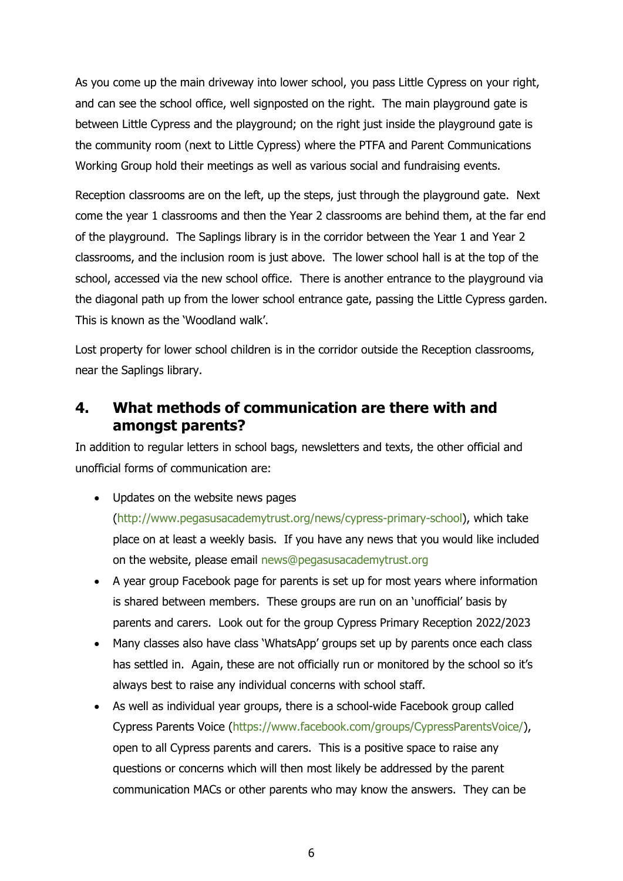As you come up the main driveway into lower school, you pass Little Cypress on your right, and can see the school office, well signposted on the right. The main playground gate is between Little Cypress and the playground; on the right just inside the playground gate is the community room (next to Little Cypress) where the PTFA and Parent Communications Working Group hold their meetings as well as various social and fundraising events.

Reception classrooms are on the left, up the steps, just through the playground gate. Next come the year 1 classrooms and then the Year 2 classrooms are behind them, at the far end of the playground. The Saplings library is in the corridor between the Year 1 and Year 2 classrooms, and the inclusion room is just above. The lower school hall is at the top of the school, accessed via the new school office. There is another entrance to the playground via the diagonal path up from the lower school entrance gate, passing the Little Cypress garden. This is known as the 'Woodland walk'.

Lost property for lower school children is in the corridor outside the Reception classrooms, near the Saplings library.

## 4. What methods of communication are there with and amongst parents?

In addition to regular letters in school bags, newsletters and texts, the other official and unofficial forms of communication are:

- Updates on the website news pages (http://www.pegasusacademytrust.org/news/cypress-primary-school), which take place on at least a weekly basis. If you have any news that you would like included on the website, please email news@pegasusacademytrust.org
- A year group Facebook page for parents is set up for most years where information is shared between members. These groups are run on an 'unofficial' basis by parents and carers. Look out for the group Cypress Primary Reception 2022/2023
- Many classes also have class 'WhatsApp' groups set up by parents once each class has settled in. Again, these are not officially run or monitored by the school so it's always best to raise any individual concerns with school staff.
- As well as individual year groups, there is a school-wide Facebook group called Cypress Parents Voice (https://www.facebook.com/groups/CypressParentsVoice/), open to all Cypress parents and carers. This is a positive space to raise any questions or concerns which will then most likely be addressed by the parent communication MACs or other parents who may know the answers. They can be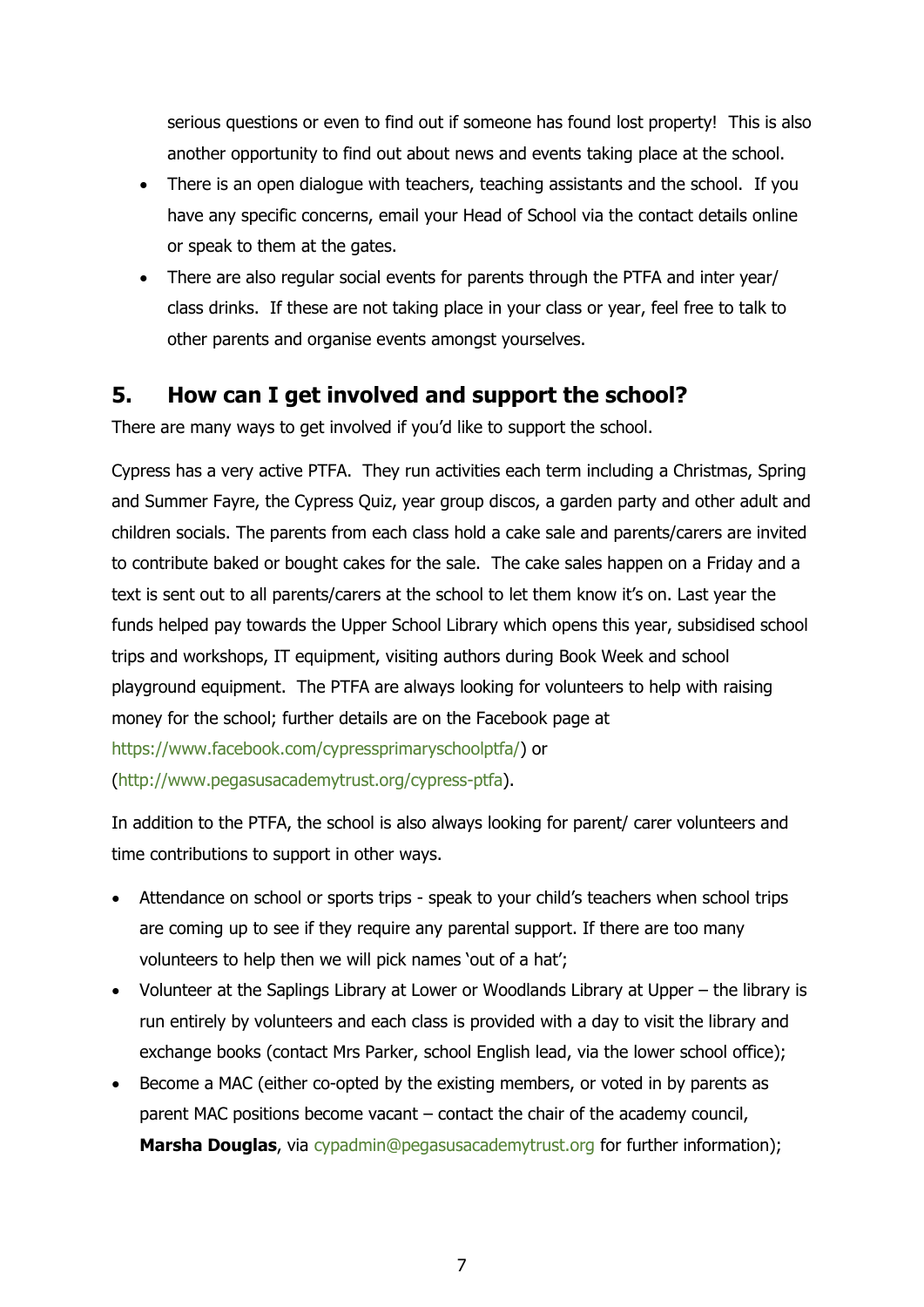serious questions or even to find out if someone has found lost property! This is also another opportunity to find out about news and events taking place at the school.

- There is an open dialogue with teachers, teaching assistants and the school. If you have any specific concerns, email your Head of School via the contact details online or speak to them at the gates.
- There are also regular social events for parents through the PTFA and inter year/ class drinks. If these are not taking place in your class or year, feel free to talk to other parents and organise events amongst yourselves.

## 5. How can I get involved and support the school?

There are many ways to get involved if you'd like to support the school.

Cypress has a very active PTFA. They run activities each term including a Christmas, Spring and Summer Fayre, the Cypress Quiz, year group discos, a garden party and other adult and children socials. The parents from each class hold a cake sale and parents/carers are invited to contribute baked or bought cakes for the sale. The cake sales happen on a Friday and a text is sent out to all parents/carers at the school to let them know it's on. Last year the funds helped pay towards the Upper School Library which opens this year, subsidised school trips and workshops, IT equipment, visiting authors during Book Week and school playground equipment. The PTFA are always looking for volunteers to help with raising money for the school; further details are on the Facebook page at https://www.facebook.com/cypressprimaryschoolptfa/) or (http://www.pegasusacademytrust.org/cypress-ptfa).

In addition to the PTFA, the school is also always looking for parent/ carer volunteers and time contributions to support in other ways.

- Attendance on school or sports trips - speak to your child's teachers when school trips are coming up to see if they require any parental support. If there are too many volunteers to help then we will pick names 'out of a hat';
- Volunteer at the Saplings Library at Lower or Woodlands Library at Upper – the library is run entirely by volunteers and each class is provided with a day to visit the library and exchange books (contact Mrs Parker, school English lead, via the lower school office);
- Become a MAC (either co-opted by the existing members, or voted in by parents as parent MAC positions become vacant – contact the chair of the academy council, **Marsha Douglas**, via cypadmin@pegasusacademytrust.org for further information);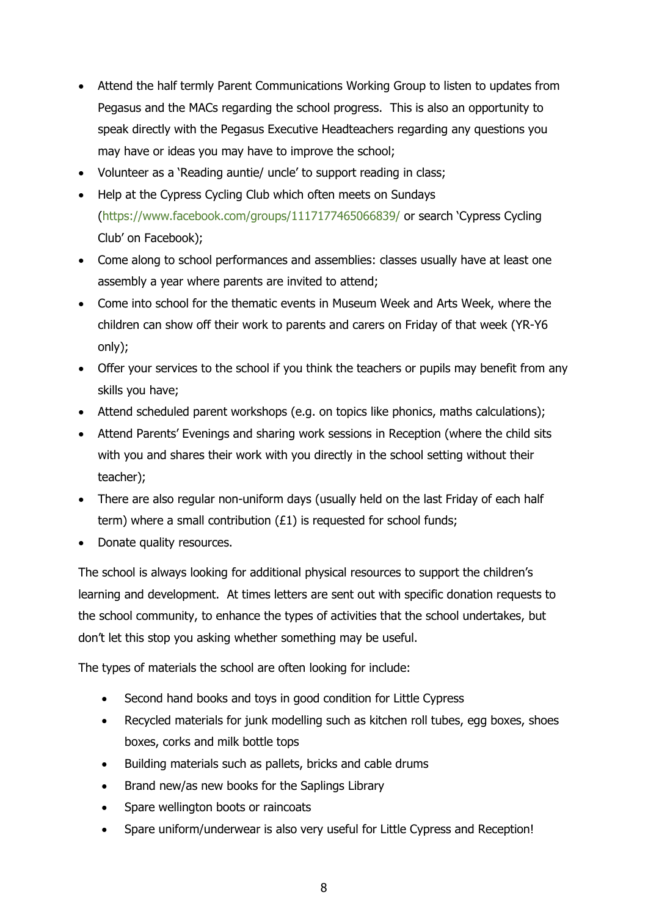- Attend the half termly Parent Communications Working Group to listen to updates from Pegasus and the MACs regarding the school progress. This is also an opportunity to speak directly with the Pegasus Executive Headteachers regarding any questions you may have or ideas you may have to improve the school;
- Volunteer as a 'Reading auntie/ uncle' to support reading in class;
- Help at the Cypress Cycling Club which often meets on Sundays (https://www.facebook.com/groups/1117177465066839/ or search 'Cypress Cycling Club' on Facebook);
- Come along to school performances and assemblies: classes usually have at least one assembly a year where parents are invited to attend;
- Come into school for the thematic events in Museum Week and Arts Week, where the children can show off their work to parents and carers on Friday of that week (YR-Y6 only);
- Offer your services to the school if you think the teachers or pupils may benefit from any skills you have;
- Attend scheduled parent workshops (e.g. on topics like phonics, maths calculations);
- Attend Parents' Evenings and sharing work sessions in Reception (where the child sits with you and shares their work with you directly in the school setting without their teacher);
- There are also regular non-uniform days (usually held on the last Friday of each half term) where a small contribution (£1) is requested for school funds;
- Donate quality resources.

The school is always looking for additional physical resources to support the children's learning and development. At times letters are sent out with specific donation requests to the school community, to enhance the types of activities that the school undertakes, but don't let this stop you asking whether something may be useful.

The types of materials the school are often looking for include:

- Second hand books and toys in good condition for Little Cypress
- Recycled materials for junk modelling such as kitchen roll tubes, egg boxes, shoes boxes, corks and milk bottle tops
- Building materials such as pallets, bricks and cable drums
- Brand new/as new books for the Saplings Library
- Spare wellington boots or raincoats
- Spare uniform/underwear is also very useful for Little Cypress and Reception!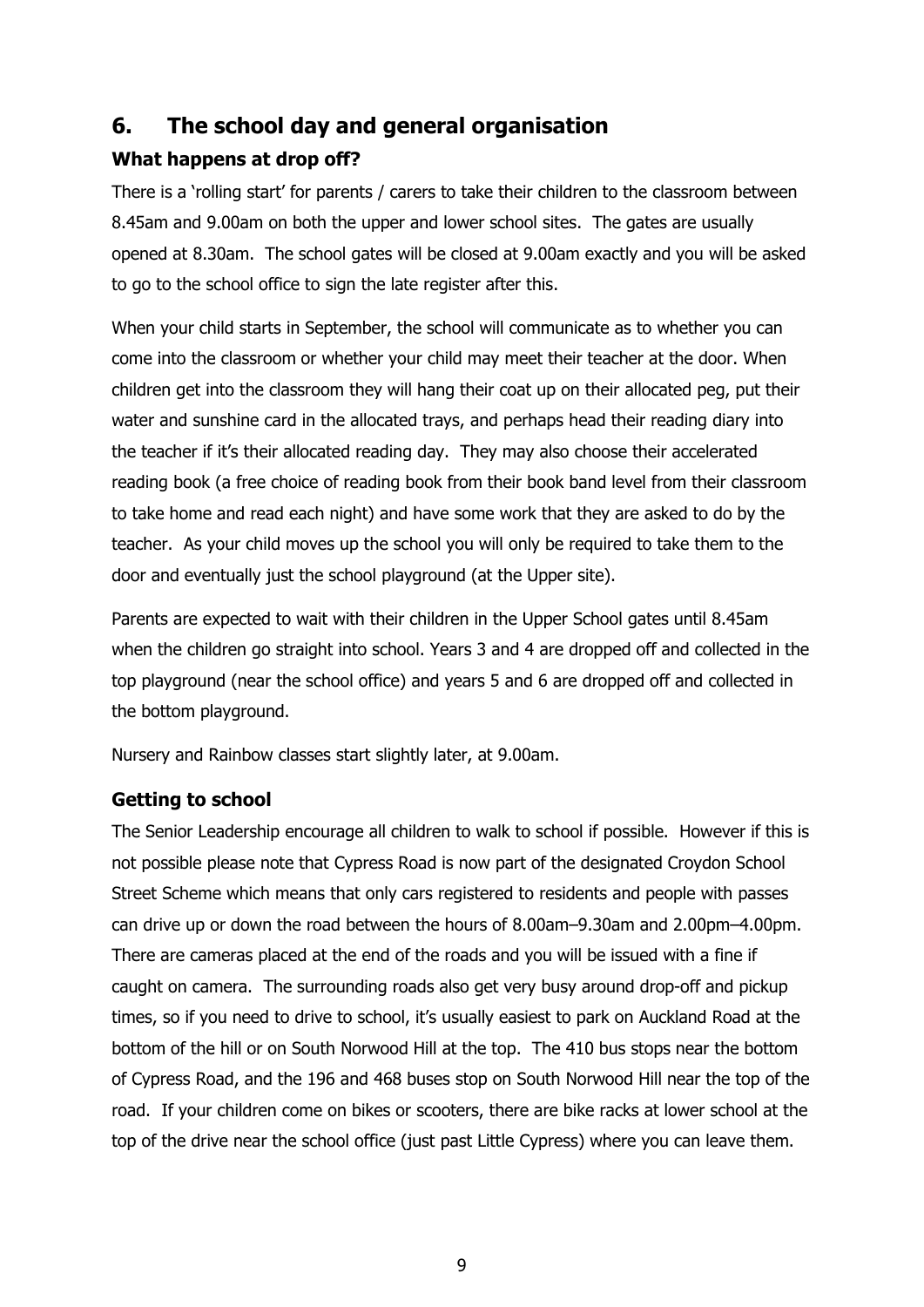## 6. The school day and general organisation

### What happens at drop off?

There is a 'rolling start' for parents / carers to take their children to the classroom between 8.45am and 9.00am on both the upper and lower school sites. The gates are usually opened at 8.30am. The school gates will be closed at 9.00am exactly and you will be asked to go to the school office to sign the late register after this.

When your child starts in September, the school will communicate as to whether you can come into the classroom or whether your child may meet their teacher at the door. When children get into the classroom they will hang their coat up on their allocated peg, put their water and sunshine card in the allocated trays, and perhaps head their reading diary into the teacher if it's their allocated reading day. They may also choose their accelerated reading book (a free choice of reading book from their book band level from their classroom to take home and read each night) and have some work that they are asked to do by the teacher. As your child moves up the school you will only be required to take them to the door and eventually just the school playground (at the Upper site).

Parents are expected to wait with their children in the Upper School gates until 8.45am when the children go straight into school. Years 3 and 4 are dropped off and collected in the top playground (near the school office) and years 5 and 6 are dropped off and collected in the bottom playground.

Nursery and Rainbow classes start slightly later, at 9.00am.

### Getting to school

The Senior Leadership encourage all children to walk to school if possible. However if this is not possible please note that Cypress Road is now part of the designated Croydon School Street Scheme which means that only cars registered to residents and people with passes can drive up or down the road between the hours of 8.00am–9.30am and 2.00pm–4.00pm. There are cameras placed at the end of the roads and you will be issued with a fine if caught on camera. The surrounding roads also get very busy around drop-off and pickup times, so if you need to drive to school, it's usually easiest to park on Auckland Road at the bottom of the hill or on South Norwood Hill at the top. The 410 bus stops near the bottom of Cypress Road, and the 196 and 468 buses stop on South Norwood Hill near the top of the road. If your children come on bikes or scooters, there are bike racks at lower school at the top of the drive near the school office (just past Little Cypress) where you can leave them.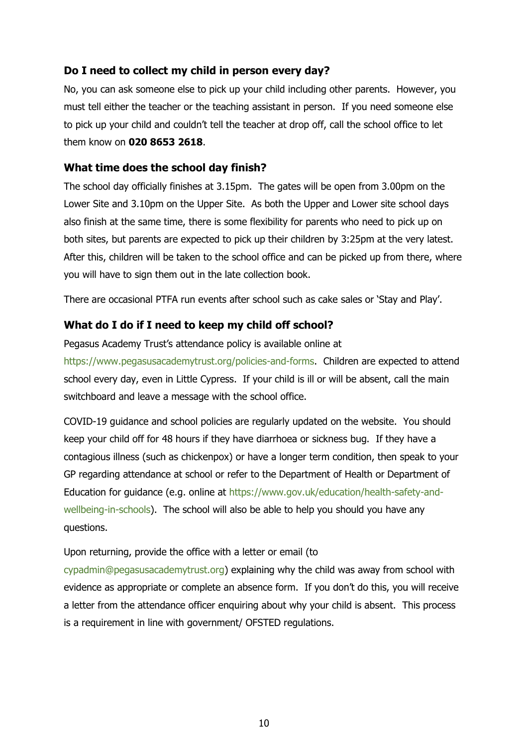### Do I need to collect my child in person every day?

No, you can ask someone else to pick up your child including other parents. However, you must tell either the teacher or the teaching assistant in person. If you need someone else to pick up your child and couldn't tell the teacher at drop off, call the school office to let them know on **020 8653 2618**.

### What time does the school day finish?

The school day officially finishes at 3.15pm. The gates will be open from 3.00pm on the Lower Site and 3.10pm on the Upper Site. As both the Upper and Lower site school days also finish at the same time, there is some flexibility for parents who need to pick up on both sites, but parents are expected to pick up their children by 3:25pm at the very latest. After this, children will be taken to the school office and can be picked up from there, where you will have to sign them out in the late collection book.

There are occasional PTFA run events after school such as cake sales or 'Stay and Play'.

### What do I do if I need to keep my child off school?

Pegasus Academy Trust's attendance policy is available online at https://www.pegasusacademytrust.org/policies-and-forms. Children are expected to attend school every day, even in Little Cypress. If your child is ill or will be absent, call the main switchboard and leave a message with the school office.

COVID-19 guidance and school policies are regularly updated on the website. You should keep your child off for 48 hours if they have diarrhoea or sickness bug. If they have a contagious illness (such as chickenpox) or have a longer term condition, then speak to your GP regarding attendance at school or refer to the Department of Health or Department of Education for guidance (e.g. online at https://www.gov.uk/education/health-safety-and-wellbeing-in-schools). The school will also be able to help you should you have any questions.

Upon returning, provide the office with a letter or email (to cypadmin@pegasusacademytrust.org) explaining why the child was away from school with evidence as appropriate or complete an absence form. If you don't do this, you will receive a letter from the attendance officer enquiring about why your child is absent. This process is a requirement in line with government/ OFSTED regulations.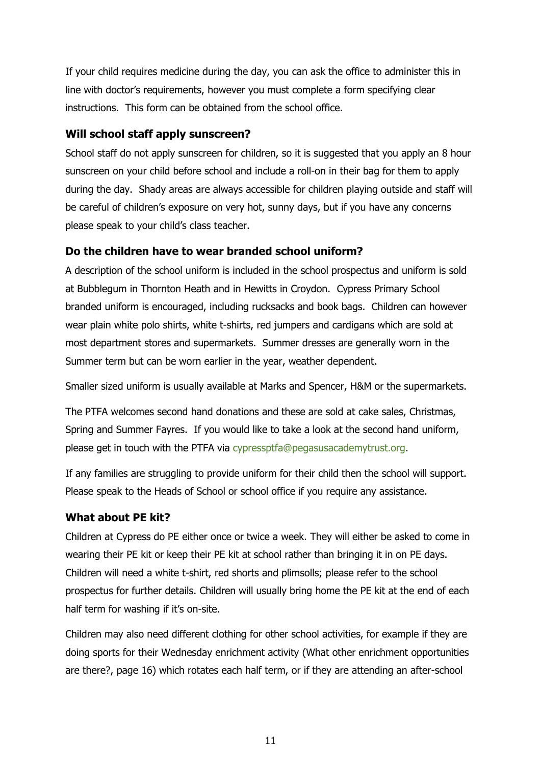If your child requires medicine during the day, you can ask the office to administer this in line with doctor's requirements, however you must complete a form specifying clear instructions. This form can be obtained from the school office.

### Will school staff apply sunscreen?

School staff do not apply sunscreen for children, so it is suggested that you apply an 8 hour sunscreen on your child before school and include a roll-on in their bag for them to apply during the day. Shady areas are always accessible for children playing outside and staff will be careful of children's exposure on very hot, sunny days, but if you have any concerns please speak to your child's class teacher.

### Do the children have to wear branded school uniform?

A description of the school uniform is included in the school prospectus and uniform is sold at Bubblegum in Thornton Heath and in Hewitts in Croydon. Cypress Primary School branded uniform is encouraged, including rucksacks and book bags. Children can however wear plain white polo shirts, white t-shirts, red jumpers and cardigans which are sold at most department stores and supermarkets. Summer dresses are generally worn in the Summer term but can be worn earlier in the year, weather dependent.

Smaller sized uniform is usually available at Marks and Spencer, H&M or the supermarkets.

The PTFA welcomes second hand donations and these are sold at cake sales, Christmas, Spring and Summer Fayres. If you would like to take a look at the second hand uniform, please get in touch with the PTFA via cypressptfa@pegasusacademytrust.org.

If any families are struggling to provide uniform for their child then the school will support. Please speak to the Heads of School or school office if you require any assistance.

### What about PE kit?

Children at Cypress do PE either once or twice a week. They will either be asked to come in wearing their PE kit or keep their PE kit at school rather than bringing it in on PE days. Children will need a white t-shirt, red shorts and plimsolls; please refer to the school prospectus for further details. Children will usually bring home the PE kit at the end of each half term for washing if it's on-site.

Children may also need different clothing for other school activities, for example if they are doing sports for their Wednesday enrichment activity (What other enrichment opportunities are there?, page 16) which rotates each half term, or if they are attending an after-school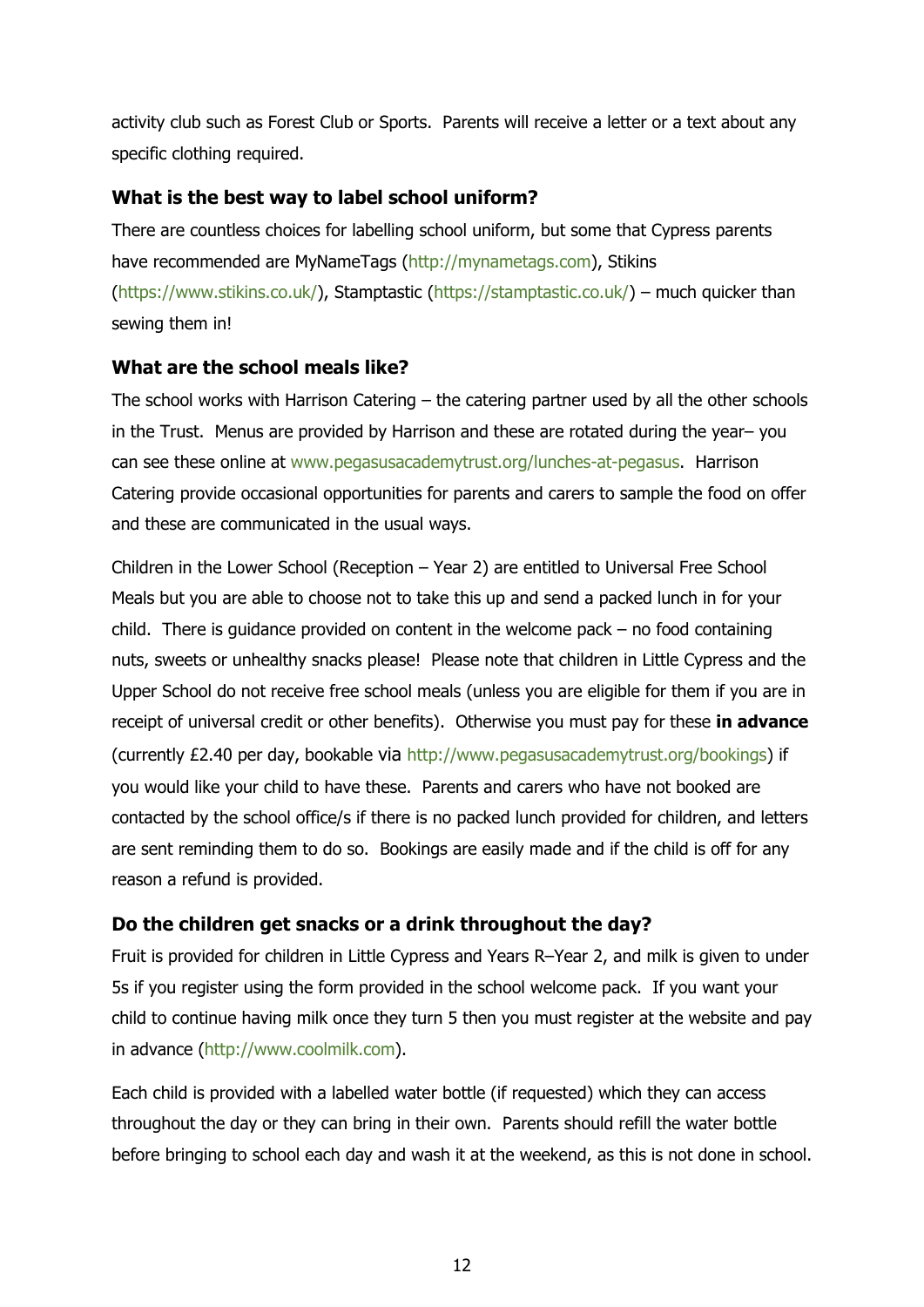activity club such as Forest Club or Sports. Parents will receive a letter or a text about any specific clothing required.

### What is the best way to label school uniform?

There are countless choices for labelling school uniform, but some that Cypress parents have recommended are MyNameTags (http://mynametags.com), Stikins (https://www.stikins.co.uk/), Stamptastic (https://stamptastic.co.uk/) – much quicker than sewing them in!

### What are the school meals like?

The school works with Harrison Catering – the catering partner used by all the other schools in the Trust. Menus are provided by Harrison and these are rotated during the year– you can see these online at www.pegasusacademytrust.org/lunches-at-pegasus. Harrison Catering provide occasional opportunities for parents and carers to sample the food on offer and these are communicated in the usual ways.

Children in the Lower School (Reception – Year 2) are entitled to Universal Free School Meals but you are able to choose not to take this up and send a packed lunch in for your child. There is guidance provided on content in the welcome pack – no food containing nuts, sweets or unhealthy snacks please! Please note that children in Little Cypress and the Upper School do not receive free school meals (unless you are eligible for them if you are in receipt of universal credit or other benefits). Otherwise you must pay for these **in advance** (currently £2.40 per day, bookable via http://www.pegasusacademytrust.org/bookings) if you would like your child to have these. Parents and carers who have not booked are contacted by the school office/s if there is no packed lunch provided for children, and letters are sent reminding them to do so. Bookings are easily made and if the child is off for any reason a refund is provided.

### Do the children get snacks or a drink throughout the day?

Fruit is provided for children in Little Cypress and Years R–Year 2, and milk is given to under 5s if you register using the form provided in the school welcome pack. If you want your child to continue having milk once they turn 5 then you must register at the website and pay in advance (http://www.coolmilk.com).

Each child is provided with a labelled water bottle (if requested) which they can access throughout the day or they can bring in their own. Parents should refill the water bottle before bringing to school each day and wash it at the weekend, as this is not done in school.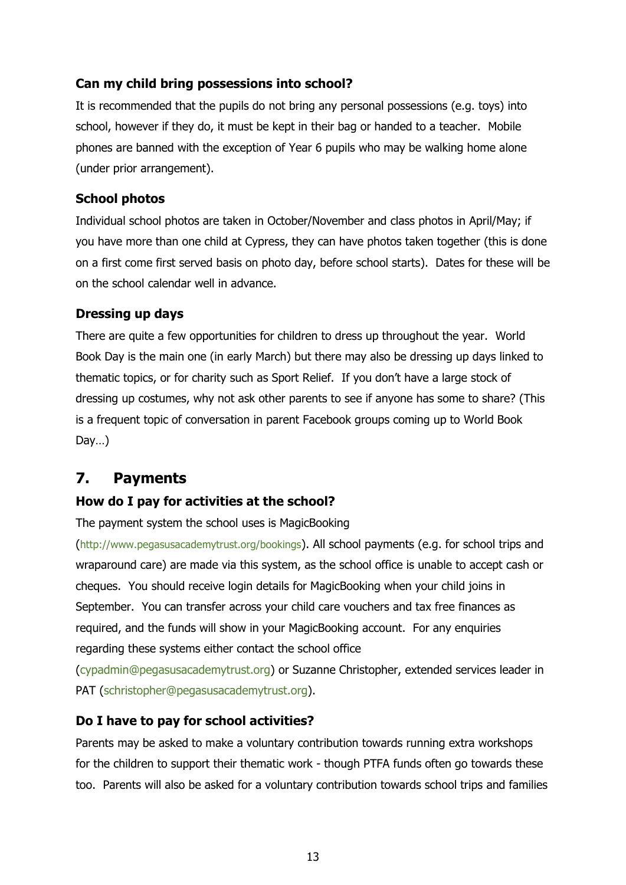### Can my child bring possessions into school?

It is recommended that the pupils do not bring any personal possessions (e.g. toys) into school, however if they do, it must be kept in their bag or handed to a teacher. Mobile phones are banned with the exception of Year 6 pupils who may be walking home alone (under prior arrangement).

### School photos

Individual school photos are taken in October/November and class photos in April/May; if you have more than one child at Cypress, they can have photos taken together (this is done on a first come first served basis on photo day, before school starts). Dates for these will be on the school calendar well in advance.

### Dressing up days

There are quite a few opportunities for children to dress up throughout the year. World Book Day is the main one (in early March) but there may also be dressing up days linked to thematic topics, or for charity such as Sport Relief. If you don't have a large stock of dressing up costumes, why not ask other parents to see if anyone has some to share? (This is a frequent topic of conversation in parent Facebook groups coming up to World Book Day…)

## 7. Payments

### How do I pay for activities at the school?

The payment system the school uses is MagicBooking (http://www.pegasusacademytrust.org/bookings). All school payments (e.g. for school trips and wraparound care) are made via this system, as the school office is unable to accept cash or cheques. You should receive login details for MagicBooking when your child joins in September. You can transfer across your child care vouchers and tax free finances as required, and the funds will show in your MagicBooking account. For any enquiries regarding these systems either contact the school office (cypadmin@pegasusacademytrust.org) or Suzanne Christopher, extended services leader in PAT (schristopher@pegasusacademytrust.org).

### Do I have to pay for school activities?

Parents may be asked to make a voluntary contribution towards running extra workshops for the children to support their thematic work - though PTFA funds often go towards these too. Parents will also be asked for a voluntary contribution towards school trips and families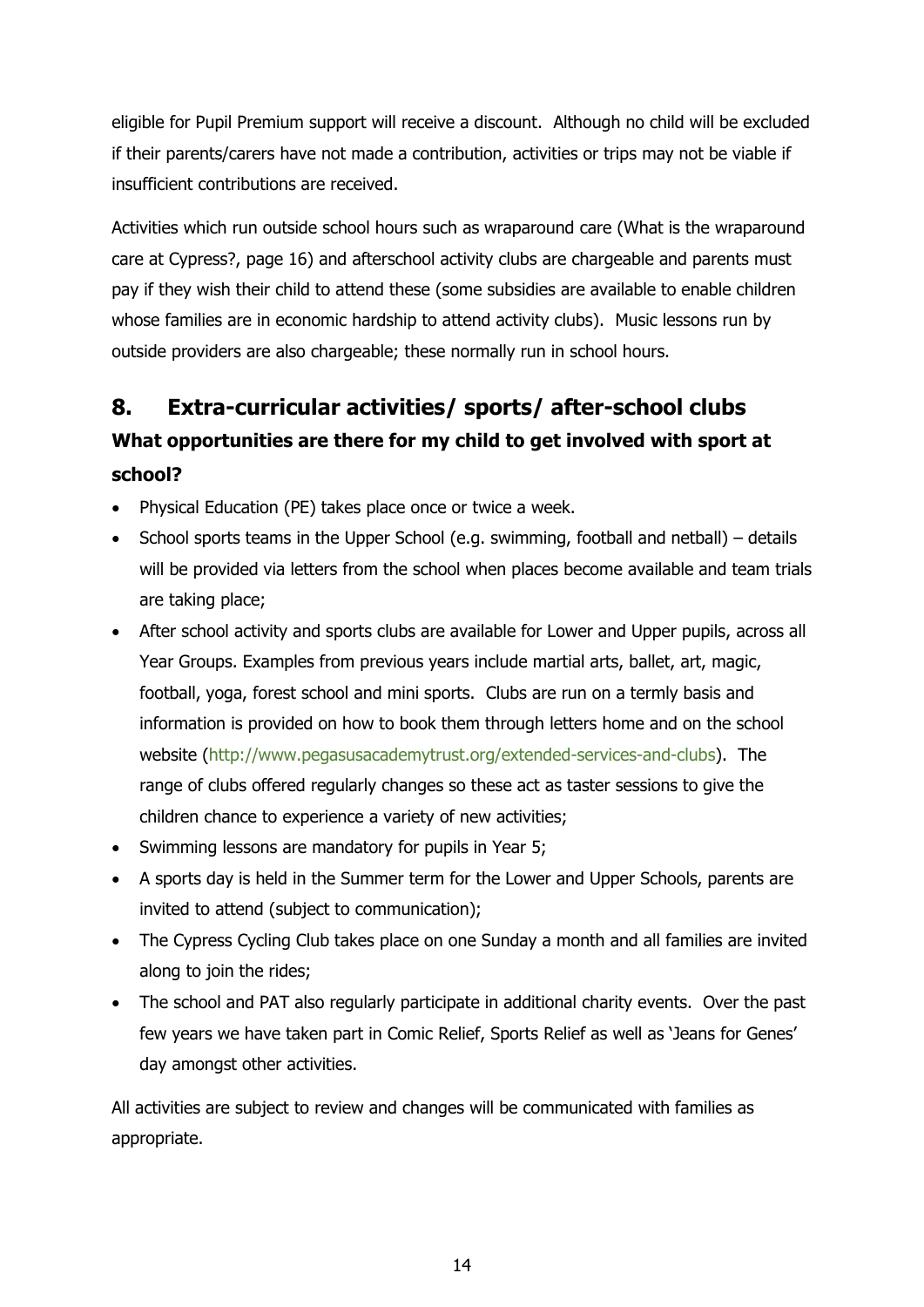eligible for Pupil Premium support will receive a discount. Although no child will be excluded if their parents/carers have not made a contribution, activities or trips may not be viable if insufficient contributions are received.

Activities which run outside school hours such as wraparound care (What is the wraparound care at Cypress?, page 16) and afterschool activity clubs are chargeable and parents must pay if they wish their child to attend these (some subsidies are available to enable children whose families are in economic hardship to attend activity clubs). Music lessons run by outside providers are also chargeable; these normally run in school hours.

## 8. Extra-curricular activities/ sports/ after-school clubs

### What opportunities are there for my child to get involved with sport at school?

- Physical Education (PE) takes place once or twice a week.
- School sports teams in the Upper School (e.g. swimming, football and netball) – details will be provided via letters from the school when places become available and team trials are taking place;
- After school activity and sports clubs are available for Lower and Upper pupils, across all Year Groups. Examples from previous years include martial arts, ballet, art, magic, football, yoga, forest school and mini sports. Clubs are run on a termly basis and information is provided on how to book them through letters home and on the school website (http://www.pegasusacademytrust.org/extended-services-and-clubs). The range of clubs offered regularly changes so these act as taster sessions to give the children chance to experience a variety of new activities;
- Swimming lessons are mandatory for pupils in Year 5;
- A sports day is held in the Summer term for the Lower and Upper Schools, parents are invited to attend (subject to communication);
- The Cypress Cycling Club takes place on one Sunday a month and all families are invited along to join the rides;
- The school and PAT also regularly participate in additional charity events. Over the past few years we have taken part in Comic Relief, Sports Relief as well as 'Jeans for Genes' day amongst other activities.

All activities are subject to review and changes will be communicated with families as appropriate.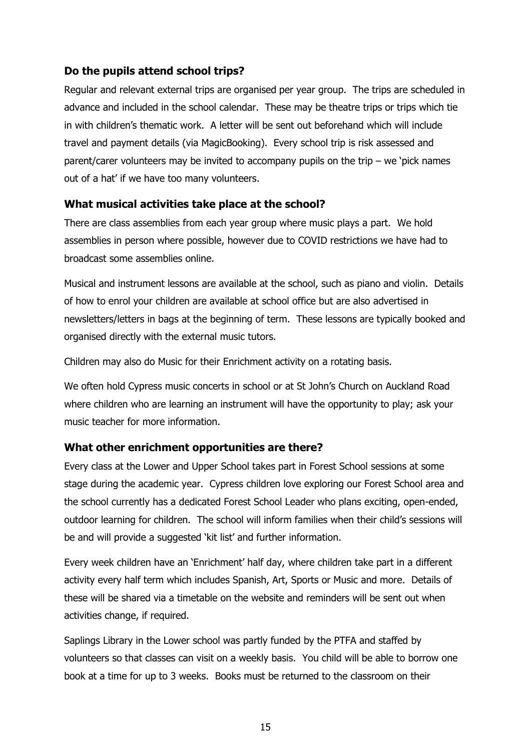### Do the pupils attend school trips?

Regular and relevant external trips are organised per year group. The trips are scheduled in advance and included in the school calendar. These may be theatre trips or trips which tie in with children's thematic work. A letter will be sent out beforehand which will include travel and payment details (via MagicBooking). Every school trip is risk assessed and parent/carer volunteers may be invited to accompany pupils on the trip – we 'pick names out of a hat' if we have too many volunteers.

### What musical activities take place at the school?

There are class assemblies from each year group where music plays a part. We hold assemblies in person where possible, however due to COVID restrictions we have had to broadcast some assemblies online.

Musical and instrument lessons are available at the school, such as piano and violin. Details of how to enrol your children are available at school office but are also advertised in newsletters/letters in bags at the beginning of term. These lessons are typically booked and organised directly with the external music tutors.

Children may also do Music for their Enrichment activity on a rotating basis.

We often hold Cypress music concerts in school or at St John's Church on Auckland Road where children who are learning an instrument will have the opportunity to play; ask your music teacher for more information.

### What other enrichment opportunities are there?

Every class at the Lower and Upper School takes part in Forest School sessions at some stage during the academic year. Cypress children love exploring our Forest School area and the school currently has a dedicated Forest School Leader who plans exciting, open-ended, outdoor learning for children. The school will inform families when their child's sessions will be and will provide a suggested 'kit list' and further information.

Every week children have an 'Enrichment' half day, where children take part in a different activity every half term which includes Spanish, Art, Sports or Music and more. Details of these will be shared via a timetable on the website and reminders will be sent out when activities change, if required.

Saplings Library in the Lower school was partly funded by the PTFA and staffed by volunteers so that classes can visit on a weekly basis. You child will be able to borrow one book at a time for up to 3 weeks. Books must be returned to the classroom on their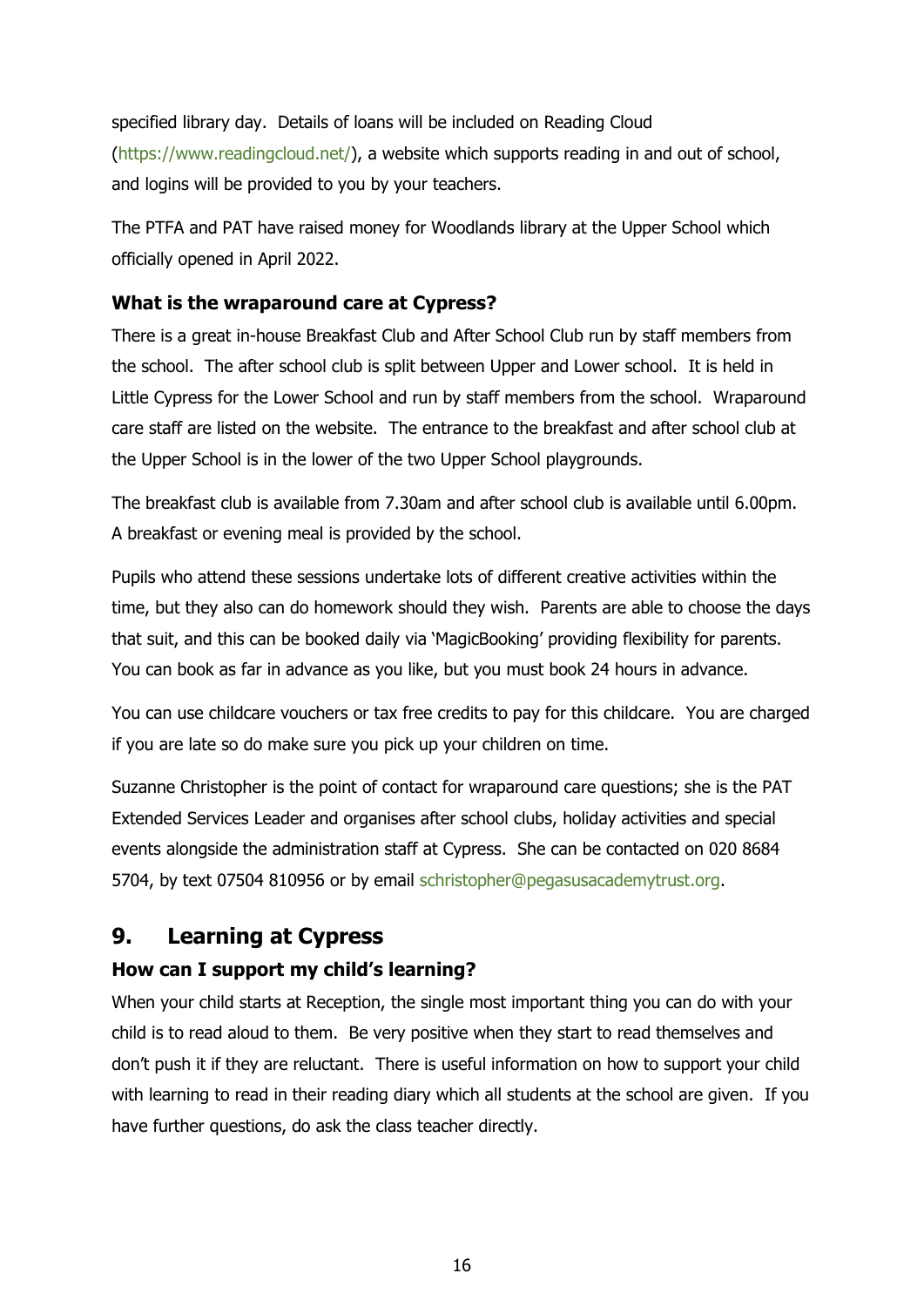specified library day. Details of loans will be included on Reading Cloud (https://www.readingcloud.net/), a website which supports reading in and out of school, and logins will be provided to you by your teachers.

The PTFA and PAT have raised money for Woodlands library at the Upper School which officially opened in April 2022.

### What is the wraparound care at Cypress?

There is a great in-house Breakfast Club and After School Club run by staff members from the school. The after school club is split between Upper and Lower school. It is held in Little Cypress for the Lower School and run by staff members from the school. Wraparound care staff are listed on the website. The entrance to the breakfast and after school club at the Upper School is in the lower of the two Upper School playgrounds.

The breakfast club is available from 7.30am and after school club is available until 6.00pm. A breakfast or evening meal is provided by the school.

Pupils who attend these sessions undertake lots of different creative activities within the time, but they also can do homework should they wish. Parents are able to choose the days that suit, and this can be booked daily via 'MagicBooking' providing flexibility for parents. You can book as far in advance as you like, but you must book 24 hours in advance.

You can use childcare vouchers or tax free credits to pay for this childcare. You are charged if you are late so do make sure you pick up your children on time.

Suzanne Christopher is the point of contact for wraparound care questions; she is the PAT Extended Services Leader and organises after school clubs, holiday activities and special events alongside the administration staff at Cypress. She can be contacted on 020 8684 5704, by text 07504 810956 or by email schristopher@pegasusacademytrust.org.

## 9. Learning at Cypress

### How can I support my child's learning?

When your child starts at Reception, the single most important thing you can do with your child is to read aloud to them. Be very positive when they start to read themselves and don't push it if they are reluctant. There is useful information on how to support your child with learning to read in their reading diary which all students at the school are given. If you have further questions, do ask the class teacher directly.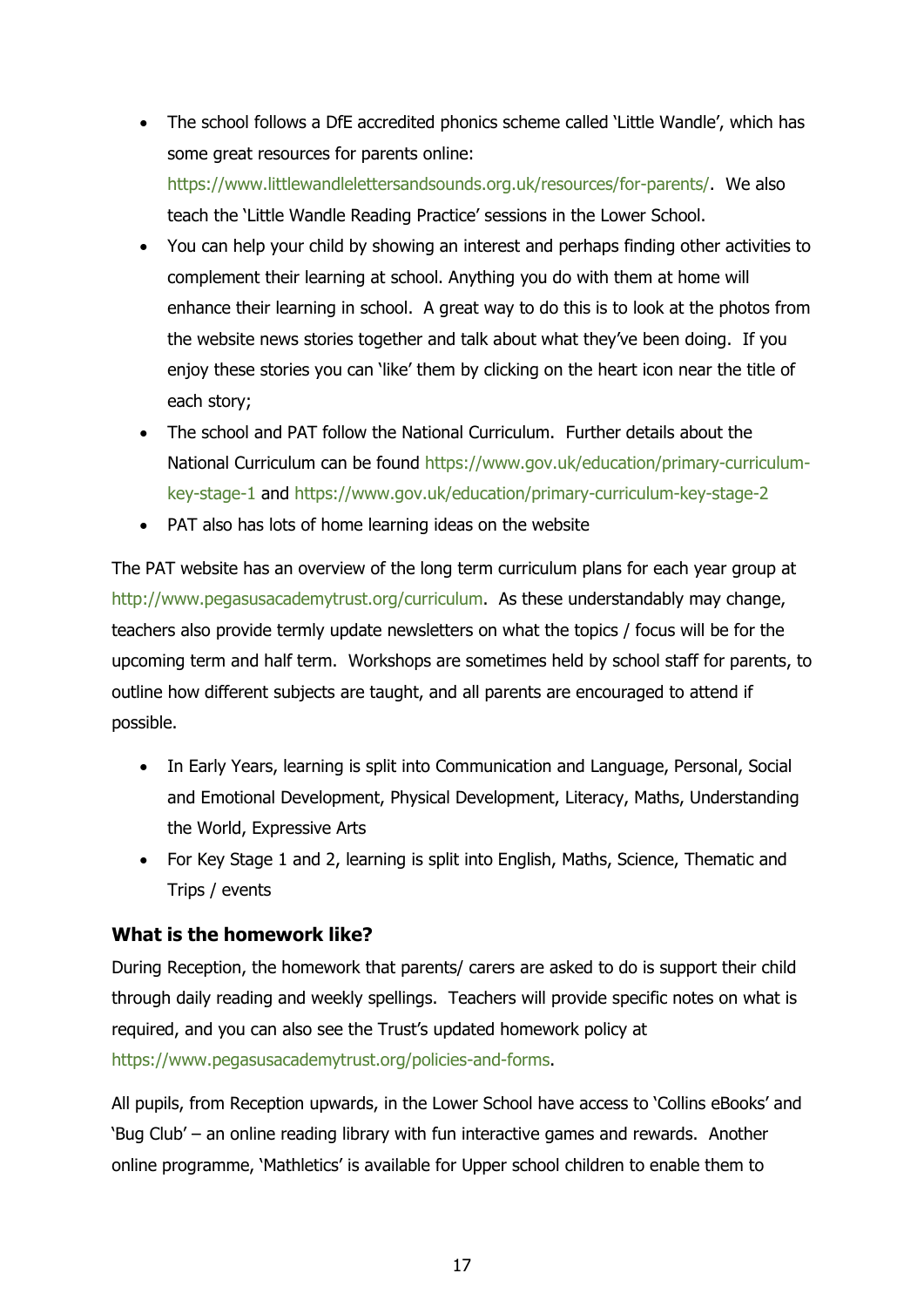- The school follows a DfE accredited phonics scheme called 'Little Wandle', which has some great resources for parents online: https://www.littlewandlelettersandsounds.org.uk/resources/for-parents/. We also teach the 'Little Wandle Reading Practice' sessions in the Lower School.
- You can help your child by showing an interest and perhaps finding other activities to complement their learning at school. Anything you do with them at home will enhance their learning in school. A great way to do this is to look at the photos from the website news stories together and talk about what they've been doing. If you enjoy these stories you can 'like' them by clicking on the heart icon near the title of each story;
- The school and PAT follow the National Curriculum. Further details about the National Curriculum can be found https://www.gov.uk/education/primary-curriculum-key-stage-1 and https://www.gov.uk/education/primary-curriculum-key-stage-2
- PAT also has lots of home learning ideas on the website

The PAT website has an overview of the long term curriculum plans for each year group at http://www.pegasusacademytrust.org/curriculum. As these understandably may change, teachers also provide termly update newsletters on what the topics / focus will be for the upcoming term and half term. Workshops are sometimes held by school staff for parents, to outline how different subjects are taught, and all parents are encouraged to attend if possible.

- In Early Years, learning is split into Communication and Language, Personal, Social and Emotional Development, Physical Development, Literacy, Maths, Understanding the World, Expressive Arts
- For Key Stage 1 and 2, learning is split into English, Maths, Science, Thematic and Trips / events

### What is the homework like?

During Reception, the homework that parents/ carers are asked to do is support their child through daily reading and weekly spellings. Teachers will provide specific notes on what is required, and you can also see the Trust's updated homework policy at https://www.pegasusacademytrust.org/policies-and-forms.

All pupils, from Reception upwards, in the Lower School have access to 'Collins eBooks' and 'Bug Club' – an online reading library with fun interactive games and rewards. Another online programme, 'Mathletics' is available for Upper school children to enable them to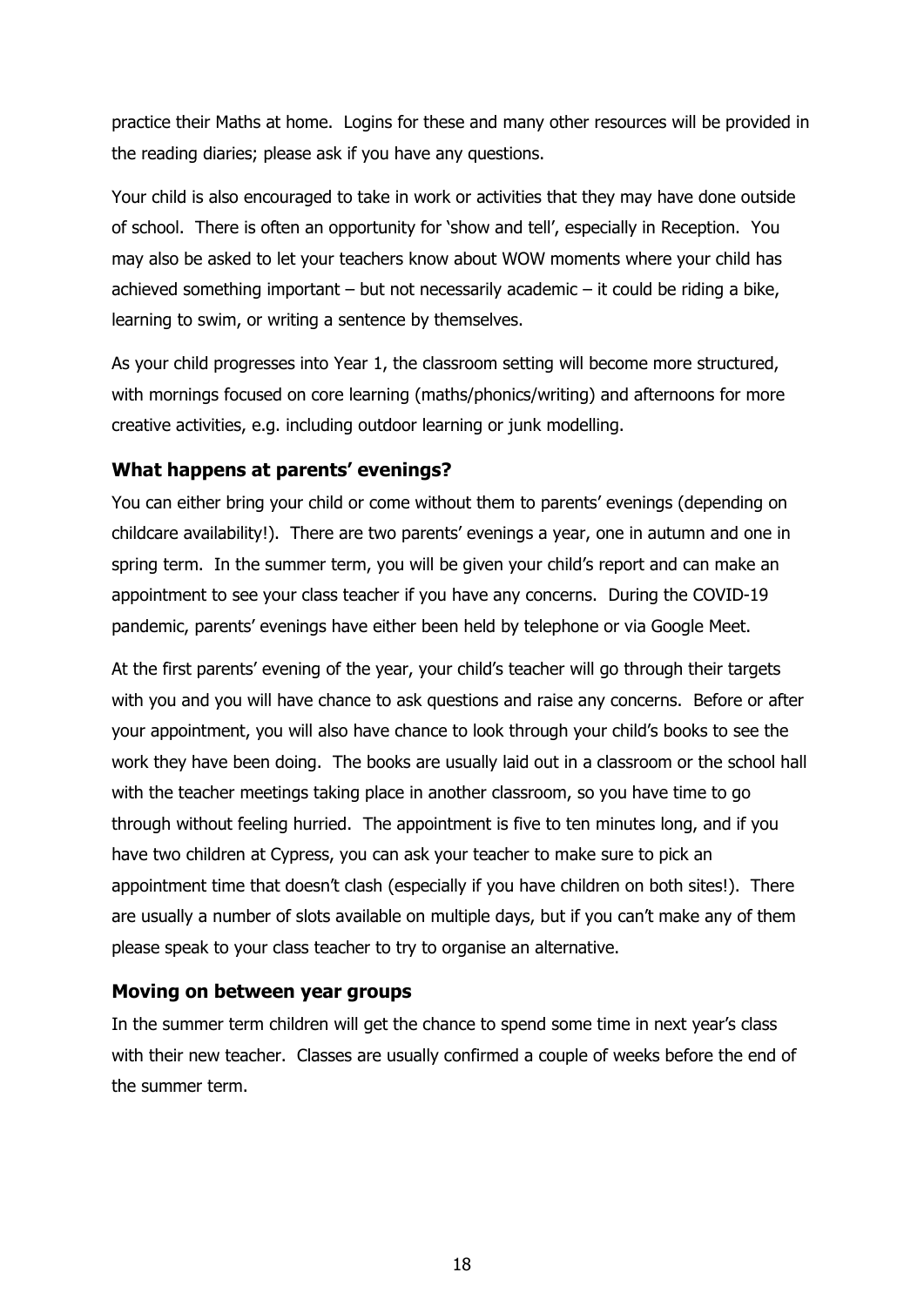practice their Maths at home. Logins for these and many other resources will be provided in the reading diaries; please ask if you have any questions.

Your child is also encouraged to take in work or activities that they may have done outside of school. There is often an opportunity for 'show and tell', especially in Reception. You may also be asked to let your teachers know about WOW moments where your child has achieved something important – but not necessarily academic – it could be riding a bike, learning to swim, or writing a sentence by themselves.

As your child progresses into Year 1, the classroom setting will become more structured, with mornings focused on core learning (maths/phonics/writing) and afternoons for more creative activities, e.g. including outdoor learning or junk modelling.

### What happens at parents' evenings?

You can either bring your child or come without them to parents' evenings (depending on childcare availability!). There are two parents' evenings a year, one in autumn and one in spring term. In the summer term, you will be given your child's report and can make an appointment to see your class teacher if you have any concerns. During the COVID-19 pandemic, parents' evenings have either been held by telephone or via Google Meet.

At the first parents' evening of the year, your child's teacher will go through their targets with you and you will have chance to ask questions and raise any concerns. Before or after your appointment, you will also have chance to look through your child's books to see the work they have been doing. The books are usually laid out in a classroom or the school hall with the teacher meetings taking place in another classroom, so you have time to go through without feeling hurried. The appointment is five to ten minutes long, and if you have two children at Cypress, you can ask your teacher to make sure to pick an appointment time that doesn't clash (especially if you have children on both sites!). There are usually a number of slots available on multiple days, but if you can't make any of them please speak to your class teacher to try to organise an alternative.

### Moving on between year groups

In the summer term children will get the chance to spend some time in next year's class with their new teacher. Classes are usually confirmed a couple of weeks before the end of the summer term.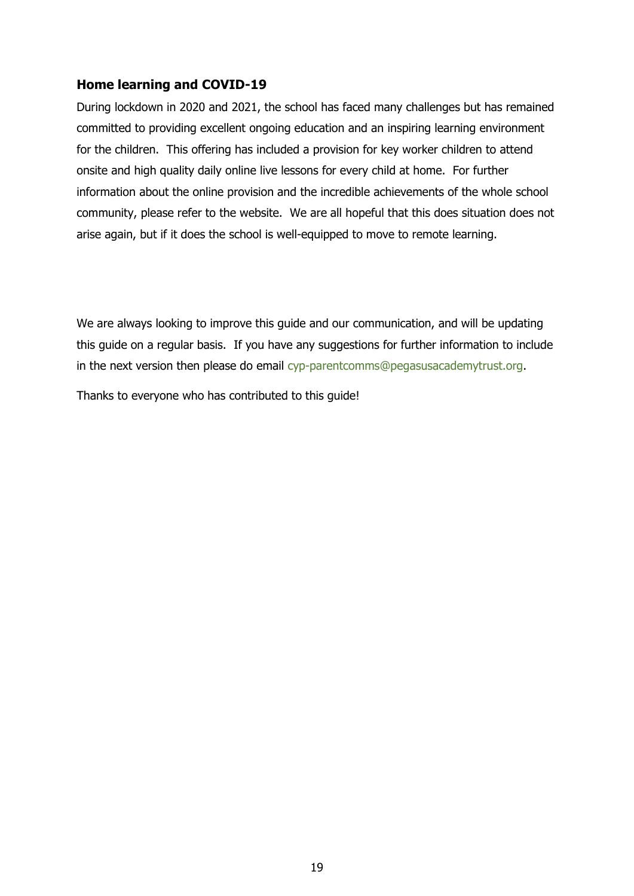## Home learning and COVID-19

During lockdown in 2020 and 2021, the school has faced many challenges but has remained committed to providing excellent ongoing education and an inspiring learning environment for the children. This offering has included a provision for key worker children to attend onsite and high quality daily online live lessons for every child at home. For further information about the online provision and the incredible achievements of the whole school community, please refer to the website. We are all hopeful that this does situation does not arise again, but if it does the school is well-equipped to move to remote learning.

We are always looking to improve this guide and our communication, and will be updating this guide on a regular basis. If you have any suggestions for further information to include in the next version then please do email cyp-parentcomms@pegasusacademytrust.org.

Thanks to everyone who has contributed to this guide!